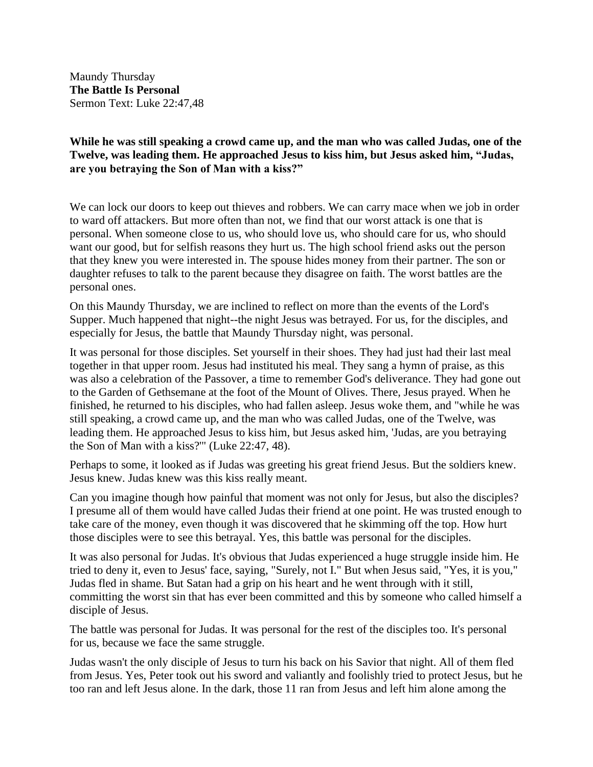Maundy Thursday

**The Battle Is Personal**

Sermon Text: Luke 22:47,48

**While he was still speaking a crowd came up, and the man who was called Judas, one of the Twelve, was leading them. He approached Jesus to kiss him, but Jesus asked him, “Judas, are you betraying the Son of Man with a kiss?”**

We can lock our doors to keep out thieves and robbers. We can carry mace when we job in order to ward off attackers. But more often than not, we find that our worst attack is one that is personal. When someone close to us, who should love us, who should care for us, who should want our good, but for selfish reasons they hurt us. The high school friend asks out the person that they knew you were interested in. The spouse hides money from their partner. The son or daughter refuses to talk to the parent because they disagree on faith. The worst battles are the personal ones.

On this Maundy Thursday, we are inclined to reflect on more than the events of the Lord's Supper. Much happened that night--the night Jesus was betrayed. For us, for the disciples, and especially for Jesus, the battle that Maundy Thursday night, was personal.

It was personal for those disciples. Set yourself in their shoes. They had just had their last meal together in that upper room. Jesus had instituted his meal. They sang a hymn of praise, as this was also a celebration of the Passover, a time to remember God's deliverance. They had gone out to the Garden of Gethsemane at the foot of the Mount of Olives. There, Jesus prayed. When he finished, he returned to his disciples, who had fallen asleep. Jesus woke them, and "while he was still speaking, a crowd came up, and the man who was called Judas, one of the Twelve, was leading them. He approached Jesus to kiss him, but Jesus asked him, 'Judas, are you betraying the Son of Man with a kiss?'" (Luke 22:47, 48).

Perhaps to some, it looked as if Judas was greeting his great friend Jesus. But the soldiers knew. Jesus knew. Judas knew was this kiss really meant.

Can you imagine though how painful that moment was not only for Jesus, but also the disciples? I presume all of them would have called Judas their friend at one point. He was trusted enough to take care of the money, even though it was discovered that he skimming off the top. How hurt those disciples were to see this betrayal. Yes, this battle was personal for the disciples.

It was also personal for Judas. It's obvious that Judas experienced a huge struggle inside him. He tried to deny it, even to Jesus' face, saying, "Surely, not I." But when Jesus said, "Yes, it is you," Judas fled in shame. But Satan had a grip on his heart and he went through with it still, committing the worst sin that has ever been committed and this by someone who called himself a disciple of Jesus.

The battle was personal for Judas. It was personal for the rest of the disciples too. It's personal for us, because we face the same struggle.

Judas wasn't the only disciple of Jesus to turn his back on his Savior that night. All of them fled from Jesus. Yes, Peter took out his sword and valiantly and foolishly tried to protect Jesus, but he too ran and left Jesus alone. In the dark, those 11 ran from Jesus and left him alone among the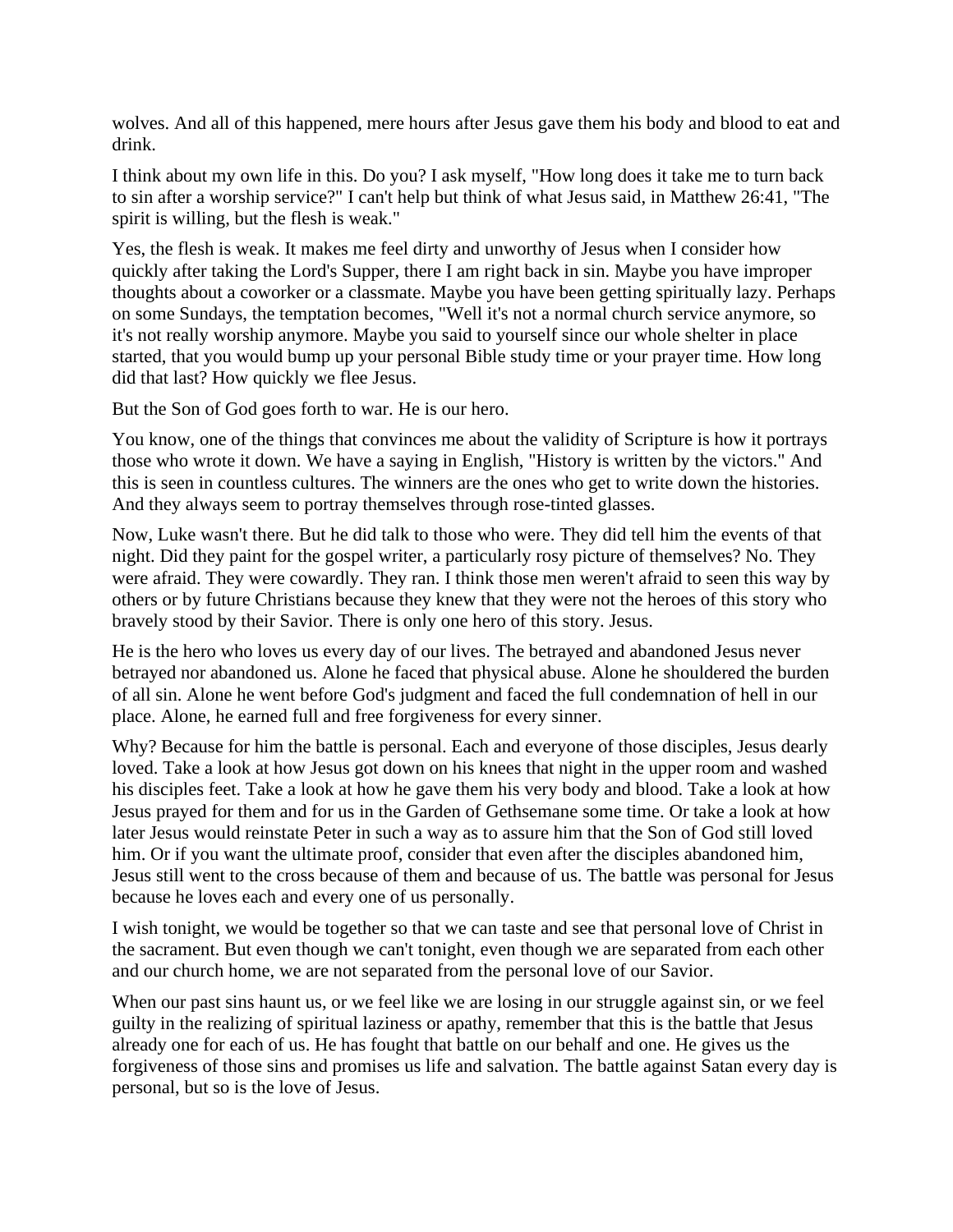wolves. And all of this happened, mere hours after Jesus gave them his body and blood to eat and drink.

I think about my own life in this. Do you? I ask myself, "How long does it take me to turn back to sin after a worship service?" I can't help but think of what Jesus said, in Matthew 26:41, "The spirit is willing, but the flesh is weak."

Yes, the flesh is weak. It makes me feel dirty and unworthy of Jesus when I consider how quickly after taking the Lord's Supper, there I am right back in sin. Maybe you have improper thoughts about a coworker or a classmate. Maybe you have been getting spiritually lazy. Perhaps on some Sundays, the temptation becomes, "Well it's not a normal church service anymore, so it's not really worship anymore. Maybe you said to yourself since our whole shelter in place started, that you would bump up your personal Bible study time or your prayer time. How long did that last? How quickly we flee Jesus.

But the Son of God goes forth to war. He is our hero.

You know, one of the things that convinces me about the validity of Scripture is how it portrays those who wrote it down. We have a saying in English, "History is written by the victors." And this is seen in countless cultures. The winners are the ones who get to write down the histories. And they always seem to portray themselves through rose-tinted glasses.

Now, Luke wasn't there. But he did talk to those who were. They did tell him the events of that night. Did they paint for the gospel writer, a particularly rosy picture of themselves? No. They were afraid. They were cowardly. They ran. I think those men weren't afraid to seen this way by others or by future Christians because they knew that they were not the heroes of this story who bravely stood by their Savior. There is only one hero of this story. Jesus.

He is the hero who loves us every day of our lives. The betrayed and abandoned Jesus never betrayed nor abandoned us. Alone he faced that physical abuse. Alone he shouldered the burden of all sin. Alone he went before God's judgment and faced the full condemnation of hell in our place. Alone, he earned full and free forgiveness for every sinner.

Why? Because for him the battle is personal. Each and everyone of those disciples, Jesus dearly loved. Take a look at how Jesus got down on his knees that night in the upper room and washed his disciples feet. Take a look at how he gave them his very body and blood. Take a look at how Jesus prayed for them and for us in the Garden of Gethsemane some time. Or take a look at how later Jesus would reinstate Peter in such a way as to assure him that the Son of God still loved him. Or if you want the ultimate proof, consider that even after the disciples abandoned him, Jesus still went to the cross because of them and because of us. The battle was personal for Jesus because he loves each and every one of us personally.

I wish tonight, we would be together so that we can taste and see that personal love of Christ in the sacrament. But even though we can't tonight, even though we are separated from each other and our church home, we are not separated from the personal love of our Savior.

When our past sins haunt us, or we feel like we are losing in our struggle against sin, or we feel guilty in the realizing of spiritual laziness or apathy, remember that this is the battle that Jesus already one for each of us. He has fought that battle on our behalf and one. He gives us the forgiveness of those sins and promises us life and salvation. The battle against Satan every day is personal, but so is the love of Jesus.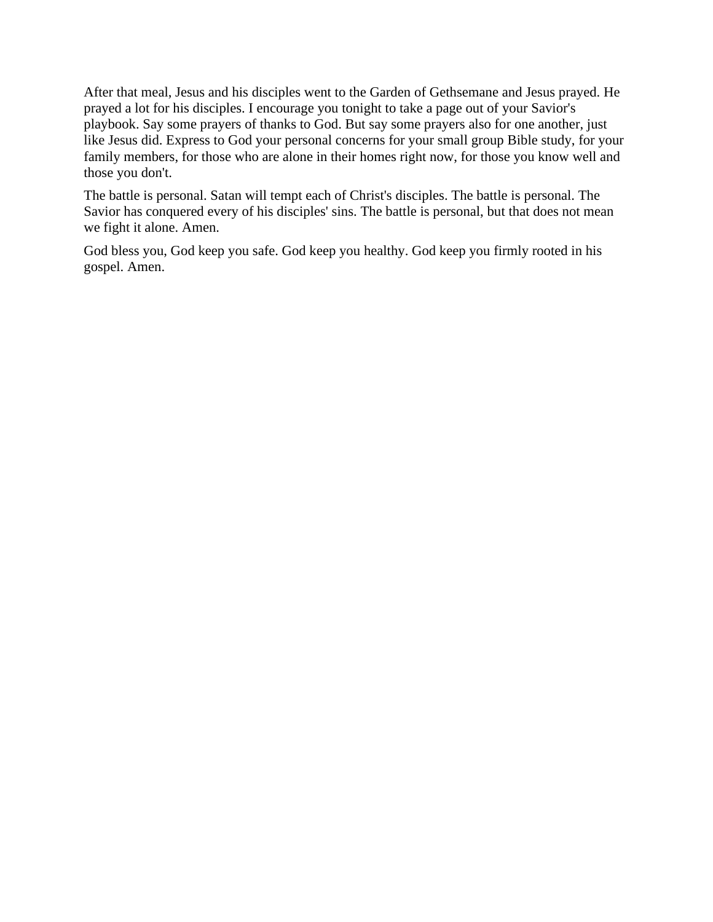After that meal, Jesus and his disciples went to the Garden of Gethsemane and Jesus prayed. He prayed a lot for his disciples. I encourage you tonight to take a page out of your Savior's playbook. Say some prayers of thanks to God. But say some prayers also for one another, just like Jesus did. Express to God your personal concerns for your small group Bible study, for your family members, for those who are alone in their homes right now, for those you know well and those you don't.

The battle is personal. Satan will tempt each of Christ's disciples. The battle is personal. The Savior has conquered every of his disciples' sins. The battle is personal, but that does not mean we fight it alone. Amen.

God bless you, God keep you safe. God keep you healthy. God keep you firmly rooted in his gospel. Amen.